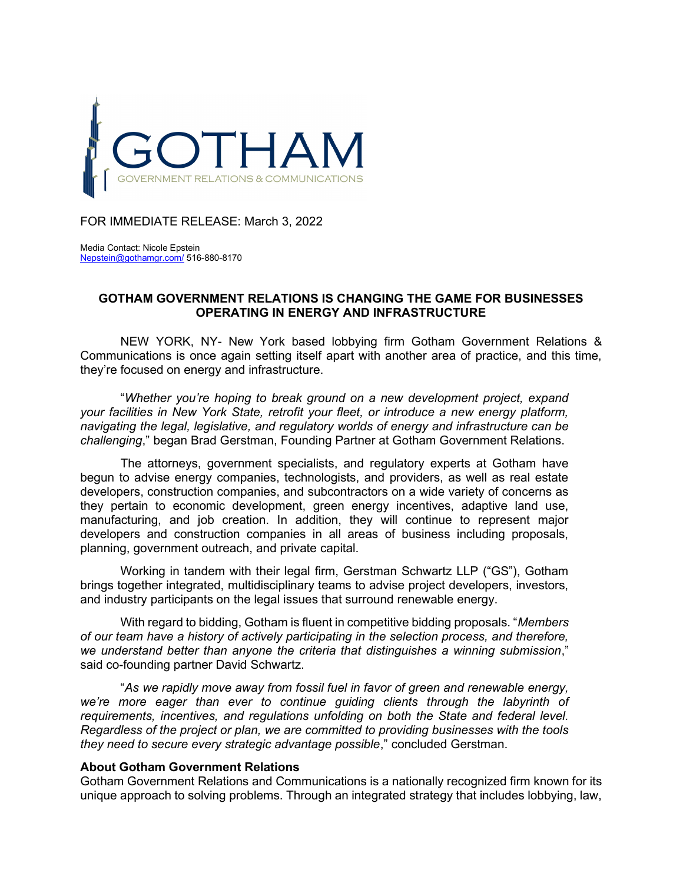GOTHAM
GOVERNMENT RELATIONS & COMMUNICATIONS

FOR IMMEDIATE RELEASE: March 3, 2022

Media Contact: Nicole Epstein
Nepstein@gothamgr.com/ 516-880-8170

**GOTHAM GOVERNMENT RELATIONS IS CHANGING THE GAME FOR BUSINESSES OPERATING IN ENERGY AND INFRASTRUCTURE**

NEW YORK, NY- New York based lobbying firm Gotham Government Relations & Communications is once again setting itself apart with another area of practice, and this time, they're focused on energy and infrastructure.

"*Whether you're hoping to break ground on a new development project, expand your facilities in New York State, retrofit your fleet, or introduce a new energy platform, navigating the legal, legislative, and regulatory worlds of energy and infrastructure can be challenging*," began Brad Gerstman, Founding Partner at Gotham Government Relations.

The attorneys, government specialists, and regulatory experts at Gotham have begun to advise energy companies, technologists, and providers, as well as real estate developers, construction companies, and subcontractors on a wide variety of concerns as they pertain to economic development, green energy incentives, adaptive land use, manufacturing, and job creation. In addition, they will continue to represent major developers and construction companies in all areas of business including proposals, planning, government outreach, and private capital.

Working in tandem with their legal firm, Gerstman Schwartz LLP ("GS"), Gotham brings together integrated, multidisciplinary teams to advise project developers, investors, and industry participants on the legal issues that surround renewable energy.

With regard to bidding, Gotham is fluent in competitive bidding proposals. "*Members of our team have a history of actively participating in the selection process, and therefore, we understand better than anyone the criteria that distinguishes a winning submission*," said co-founding partner David Schwartz.

"*As we rapidly move away from fossil fuel in favor of green and renewable energy, we're more eager than ever to continue guiding clients through the labyrinth of requirements, incentives, and regulations unfolding on both the State and federal level. Regardless of the project or plan, we are committed to providing businesses with the tools they need to secure every strategic advantage possible*," concluded Gerstman.

**About Gotham Government Relations**
Gotham Government Relations and Communications is a nationally recognized firm known for its unique approach to solving problems. Through an integrated strategy that includes lobbying, law,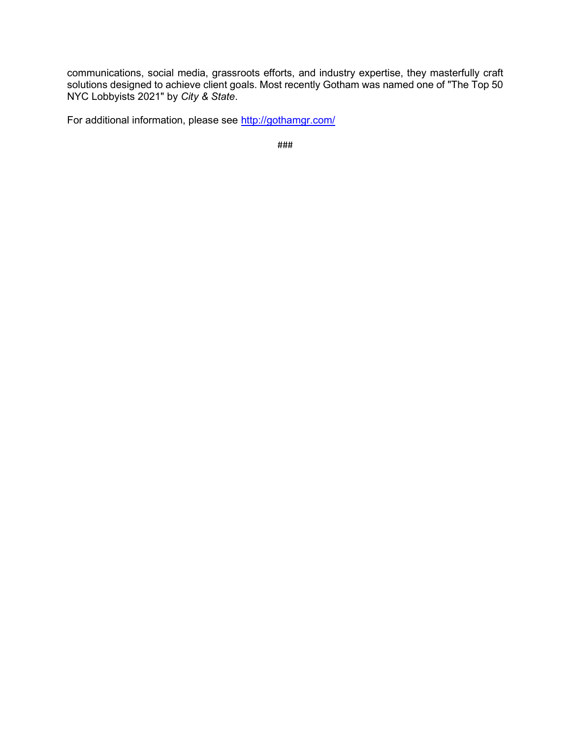communications, social media, grassroots efforts, and industry expertise, they masterfully craft solutions designed to achieve client goals. Most recently Gotham was named one of "The Top 50 NYC Lobbyists 2021" by *City & State*.

For additional information, please see [http://gothamgr.com/](http://gothamgr.com/)

###